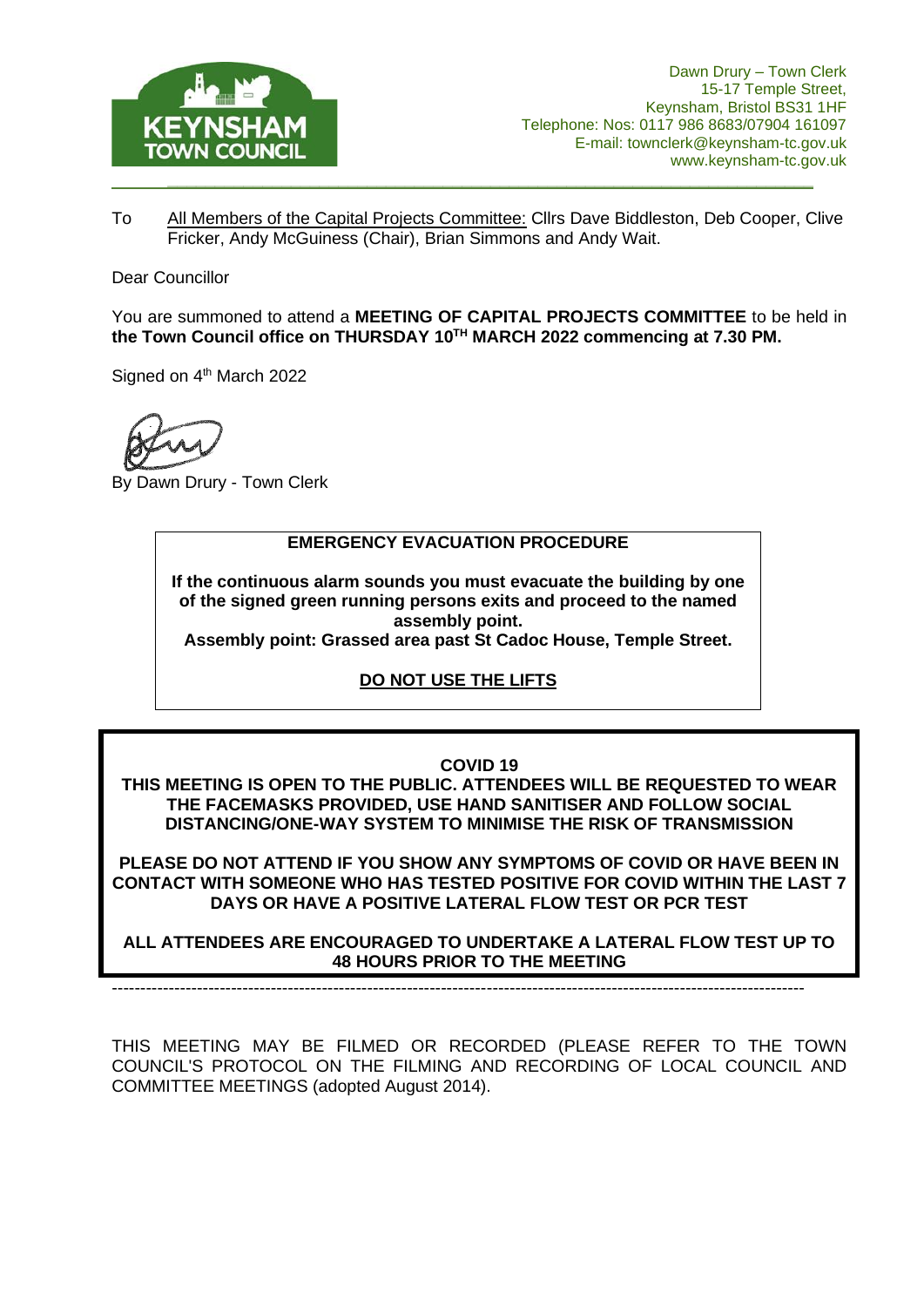Dawn Drury – Town Clerk
15-17 Temple Street,
Keynsham, Bristol BS31 1HF
Telephone: Nos: 0117 986 8683/07904 161097
E-mail: townclerk@keynsham-tc.gov.uk
www.keynsham-tc.gov.uk

To All Members of the Capital Projects Committee: Cllrs Dave Biddleston, Deb Cooper, Clive Fricker, Andy McGuiness (Chair), Brian Simmons and Andy Wait.

Dear Councillor

You are summoned to attend a **MEETING OF CAPITAL PROJECTS COMMITTEE** to be held in **the Town Council office on THURSDAY 10TH MARCH 2022 commencing at 7.30 PM.**

Signed on 4th March 2022

By Dawn Drury - Town Clerk

**EMERGENCY EVACUATION PROCEDURE**

**If the continuous alarm sounds you must evacuate the building by one of the signed green running persons exits and proceed to the named assembly point.**
**Assembly point: Grassed area past St Cadoc House, Temple Street.**

**DO NOT USE THE LIFTS**

**COVID 19**
**THIS MEETING IS OPEN TO THE PUBLIC. ATTENDEES WILL BE REQUESTED TO WEAR THE FACEMASKS PROVIDED, USE HAND SANITISER AND FOLLOW SOCIAL DISTANCING/ONE-WAY SYSTEM TO MINIMISE THE RISK OF TRANSMISSION**

**PLEASE DO NOT ATTEND IF YOU SHOW ANY SYMPTOMS OF COVID OR HAVE BEEN IN CONTACT WITH SOMEONE WHO HAS TESTED POSITIVE FOR COVID WITHIN THE LAST 7 DAYS OR HAVE A POSITIVE LATERAL FLOW TEST OR PCR TEST**

**ALL ATTENDEES ARE ENCOURAGED TO UNDERTAKE A LATERAL FLOW TEST UP TO 48 HOURS PRIOR TO THE MEETING**

---

THIS MEETING MAY BE FILMED OR RECORDED (PLEASE REFER TO THE TOWN COUNCIL'S PROTOCOL ON THE FILMING AND RECORDING OF LOCAL COUNCIL AND COMMITTEE MEETINGS (adopted August 2014).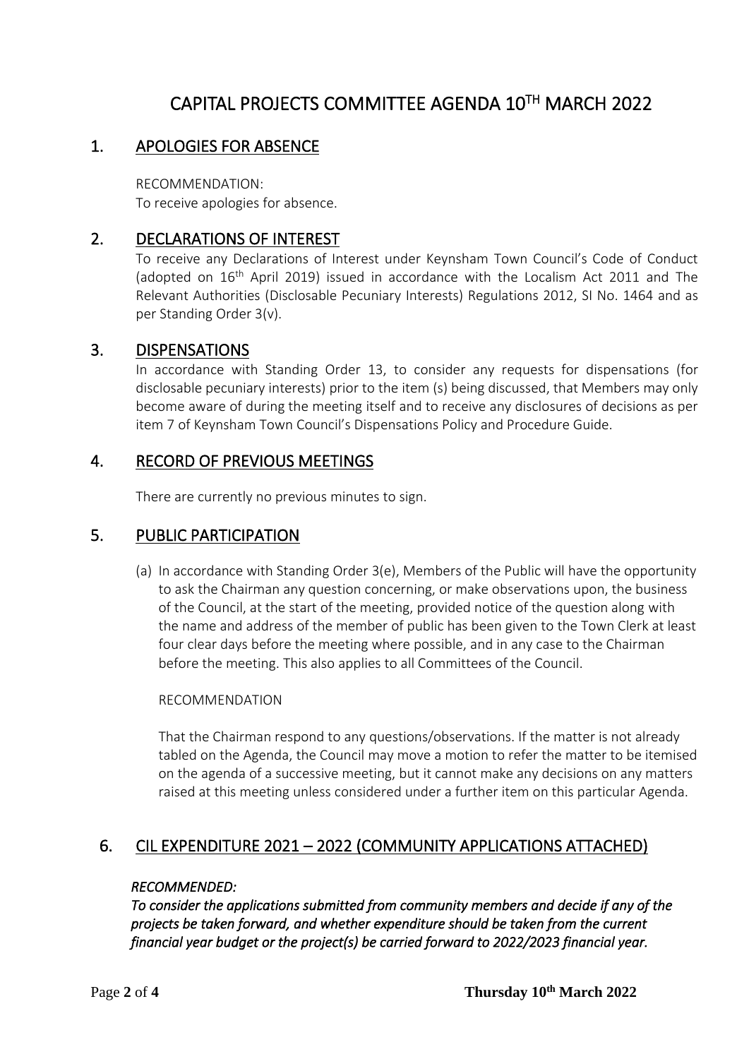# CAPITAL PROJECTS COMMITTEE AGENDA 10TH MARCH 2022

## 1. APOLOGIES FOR ABSENCE

RECOMMENDATION:
To receive apologies for absence.

## 2. DECLARATIONS OF INTEREST

To receive any Declarations of Interest under Keynsham Town Council's Code of Conduct (adopted on 16th April 2019) issued in accordance with the Localism Act 2011 and The Relevant Authorities (Disclosable Pecuniary Interests) Regulations 2012, SI No. 1464 and as per Standing Order 3(v).

## 3. DISPENSATIONS

In accordance with Standing Order 13, to consider any requests for dispensations (for disclosable pecuniary interests) prior to the item (s) being discussed, that Members may only become aware of during the meeting itself and to receive any disclosures of decisions as per item 7 of Keynsham Town Council's Dispensations Policy and Procedure Guide.

## 4. RECORD OF PREVIOUS MEETINGS

There are currently no previous minutes to sign.

## 5. PUBLIC PARTICIPATION

(a) In accordance with Standing Order 3(e), Members of the Public will have the opportunity to ask the Chairman any question concerning, or make observations upon, the business of the Council, at the start of the meeting, provided notice of the question along with the name and address of the member of public has been given to the Town Clerk at least four clear days before the meeting where possible, and in any case to the Chairman before the meeting. This also applies to all Committees of the Council.

RECOMMENDATION

That the Chairman respond to any questions/observations. If the matter is not already tabled on the Agenda, the Council may move a motion to refer the matter to be itemised on the agenda of a successive meeting, but it cannot make any decisions on any matters raised at this meeting unless considered under a further item on this particular Agenda.

## 6. CIL EXPENDITURE 2021 – 2022 (COMMUNITY APPLICATIONS ATTACHED)

*RECOMMENDED:*
*To consider the applications submitted from community members and decide if any of the projects be taken forward, and whether expenditure should be taken from the current financial year budget or the project(s) be carried forward to 2022/2023 financial year.*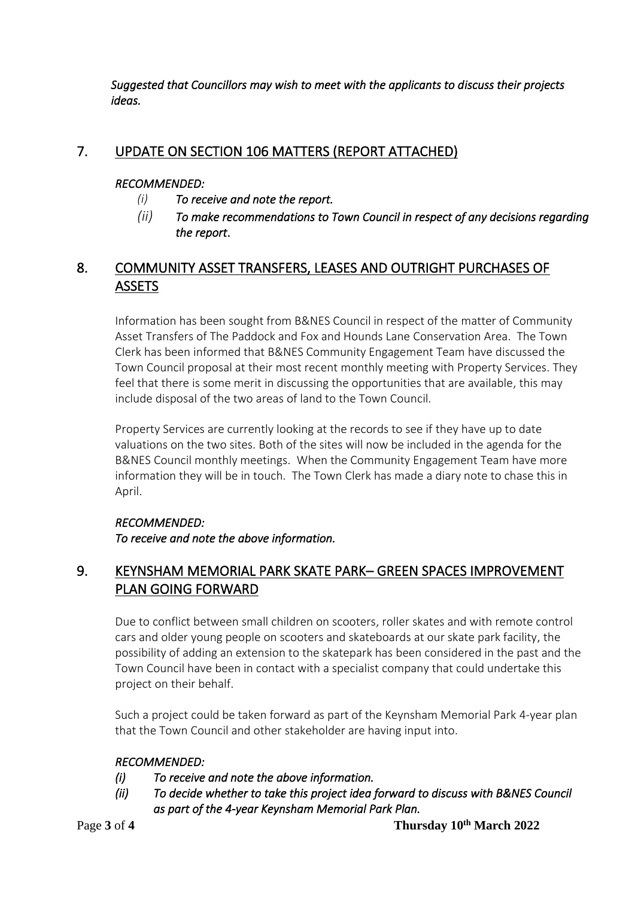*Suggested that Councillors may wish to meet with the applicants to discuss their projects ideas.*

## 7. UPDATE ON SECTION 106 MATTERS (REPORT ATTACHED)

*RECOMMENDED:*

*(i) To receive and note the report.*

*(ii) To make recommendations to Town Council in respect of any decisions regarding the report.*

## 8. COMMUNITY ASSET TRANSFERS, LEASES AND OUTRIGHT PURCHASES OF ASSETS

Information has been sought from B&NES Council in respect of the matter of Community Asset Transfers of The Paddock and Fox and Hounds Lane Conservation Area. The Town Clerk has been informed that B&NES Community Engagement Team have discussed the Town Council proposal at their most recent monthly meeting with Property Services. They feel that there is some merit in discussing the opportunities that are available, this may include disposal of the two areas of land to the Town Council.

Property Services are currently looking at the records to see if they have up to date valuations on the two sites. Both of the sites will now be included in the agenda for the B&NES Council monthly meetings. When the Community Engagement Team have more information they will be in touch. The Town Clerk has made a diary note to chase this in April.

*RECOMMENDED:*
*To receive and note the above information.*

## 9. KEYNSHAM MEMORIAL PARK SKATE PARK– GREEN SPACES IMPROVEMENT PLAN GOING FORWARD

Due to conflict between small children on scooters, roller skates and with remote control cars and older young people on scooters and skateboards at our skate park facility, the possibility of adding an extension to the skatepark has been considered in the past and the Town Council have been in contact with a specialist company that could undertake this project on their behalf.

Such a project could be taken forward as part of the Keynsham Memorial Park 4-year plan that the Town Council and other stakeholder are having input into.

*RECOMMENDED:*

*(i) To receive and note the above information.*

*(ii) To decide whether to take this project idea forward to discuss with B&NES Council as part of the 4-year Keynsham Memorial Park Plan.*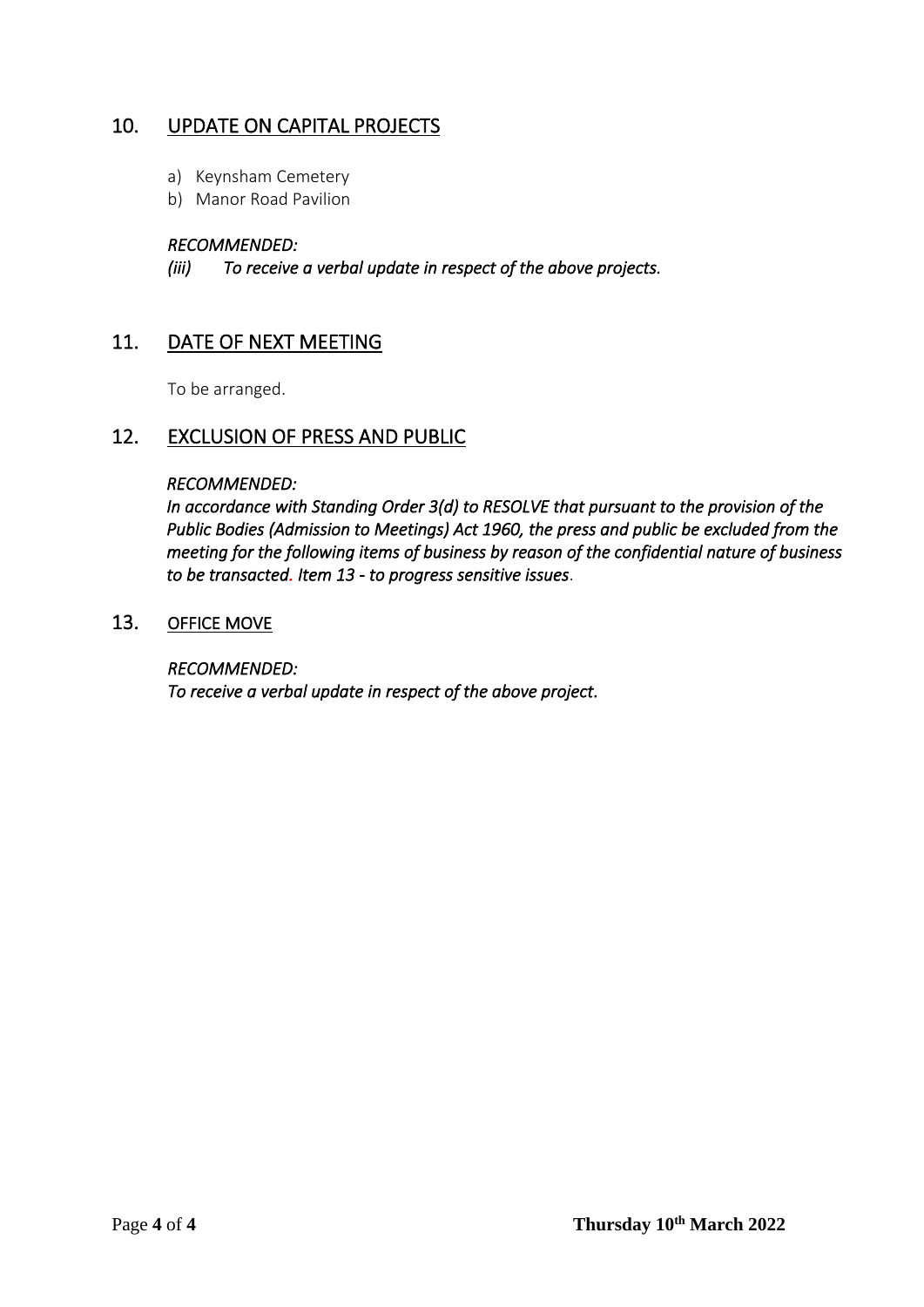## 10. UPDATE ON CAPITAL PROJECTS

a) Keynsham Cemetery
b) Manor Road Pavilion

*RECOMMENDED:*
*(iii) To receive a verbal update in respect of the above projects.*

## 11. DATE OF NEXT MEETING

To be arranged.

## 12. EXCLUSION OF PRESS AND PUBLIC

*RECOMMENDED:*
*In accordance with Standing Order 3(d) to RESOLVE that pursuant to the provision of the Public Bodies (Admission to Meetings) Act 1960, the press and public be excluded from the meeting for the following items of business by reason of the confidential nature of business to be transacted. Item 13 - to progress sensitive issues.*

## 13. OFFICE MOVE

*RECOMMENDED:*
*To receive a verbal update in respect of the above project.*